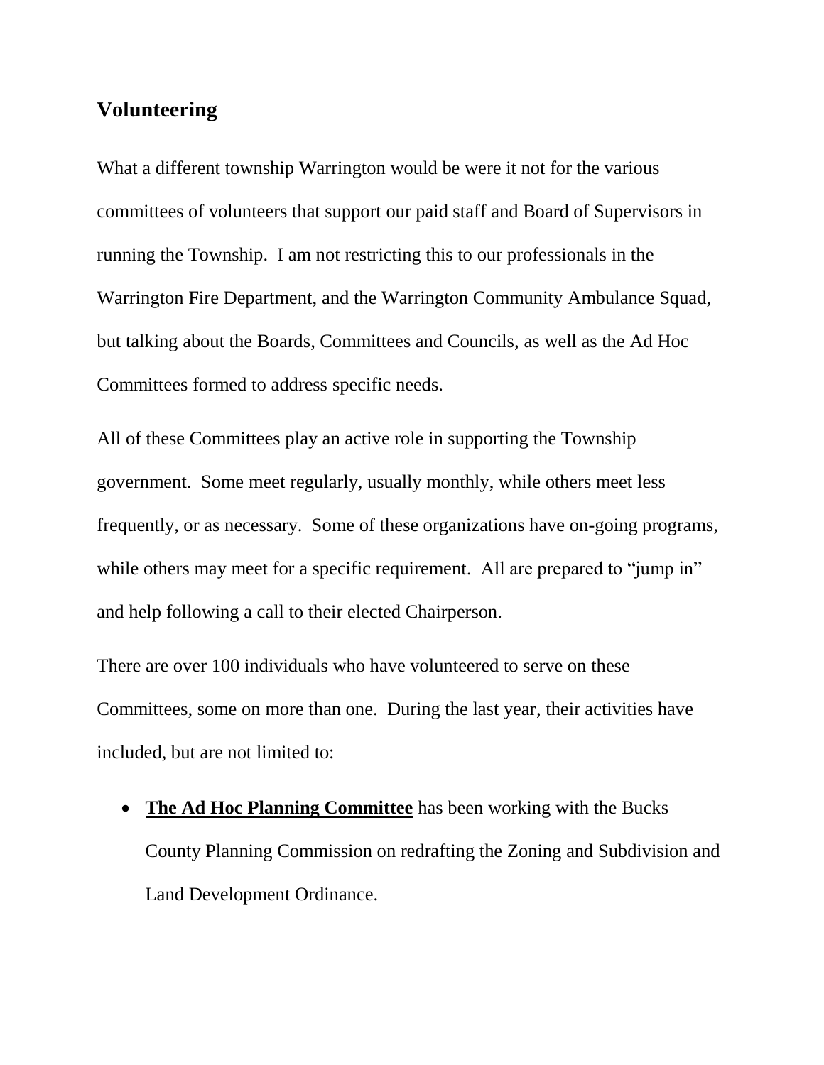## Volunteering

What a different township Warrington would be were it not for the various committees of volunteers that support our paid staff and Board of Supervisors in running the Township. I am not restricting this to our professionals in the Warrington Fire Department, and the Warrington Community Ambulance Squad, but talking about the Boards, Committees and Councils, as well as the Ad Hoc Committees formed to address specific needs.

All of these Committees play an active role in supporting the Township government. Some meet regularly, usually monthly, while others meet less frequently, or as necessary. Some of these organizations have on-going programs, while others may meet for a specific requirement. All are prepared to "jump in" and help following a call to their elected Chairperson.

There are over 100 individuals who have volunteered to serve on these Committees, some on more than one. During the last year, their activities have included, but are not limited to:

- **<u>The Ad Hoc Planning Committee</u>** has been working with the Bucks County Planning Commission on redrafting the Zoning and Subdivision and Land Development Ordinance.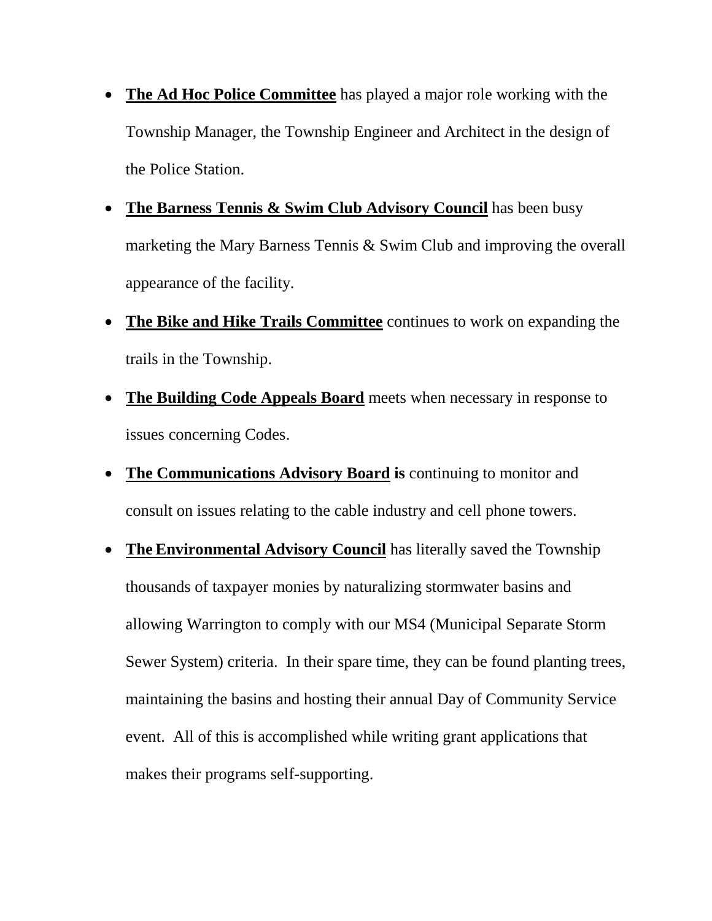- **The Ad Hoc Police Committee** has played a major role working with the Township Manager, the Township Engineer and Architect in the design of the Police Station.
- **The Barness Tennis & Swim Club Advisory Council** has been busy marketing the Mary Barness Tennis & Swim Club and improving the overall appearance of the facility.
- **The Bike and Hike Trails Committee** continues to work on expanding the trails in the Township.
- **The Building Code Appeals Board** meets when necessary in response to issues concerning Codes.
- **The Communications Advisory Board is** continuing to monitor and consult on issues relating to the cable industry and cell phone towers.
- **The Environmental Advisory Council** has literally saved the Township thousands of taxpayer monies by naturalizing stormwater basins and allowing Warrington to comply with our MS4 (Municipal Separate Storm Sewer System) criteria. In their spare time, they can be found planting trees, maintaining the basins and hosting their annual Day of Community Service event. All of this is accomplished while writing grant applications that makes their programs self-supporting.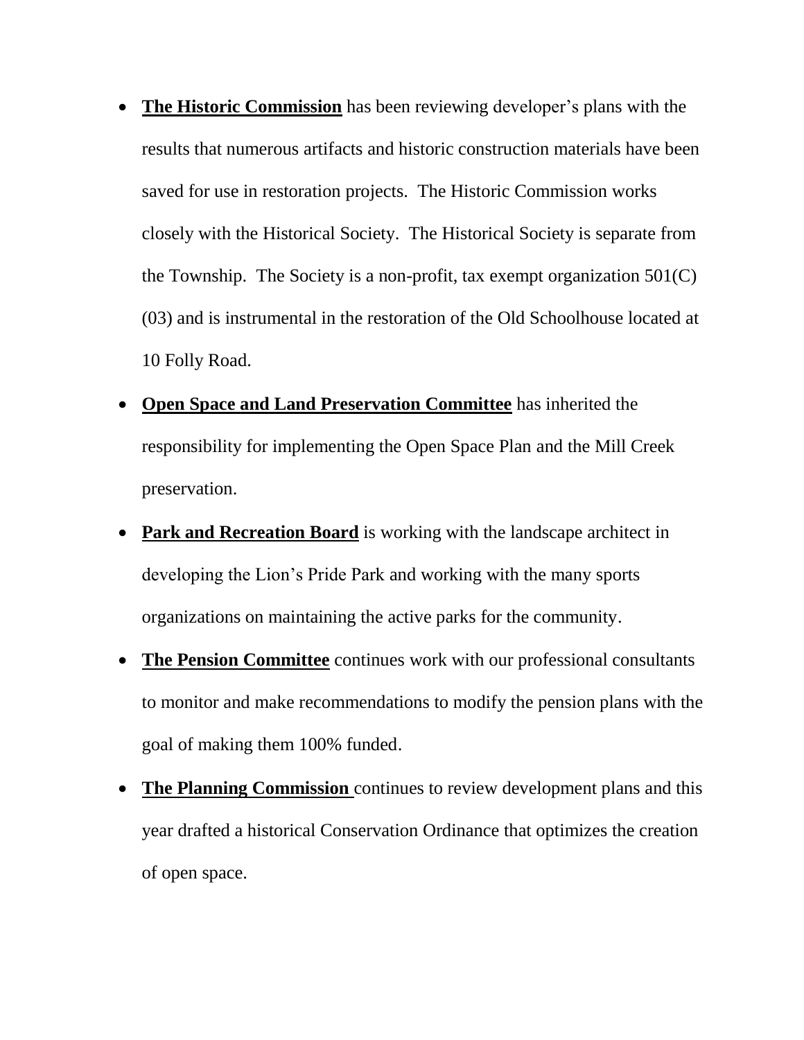- **The Historic Commission** has been reviewing developer's plans with the results that numerous artifacts and historic construction materials have been saved for use in restoration projects. The Historic Commission works closely with the Historical Society. The Historical Society is separate from the Township. The Society is a non-profit, tax exempt organization 501(C) (03) and is instrumental in the restoration of the Old Schoolhouse located at 10 Folly Road.
- **Open Space and Land Preservation Committee** has inherited the responsibility for implementing the Open Space Plan and the Mill Creek preservation.
- **Park and Recreation Board** is working with the landscape architect in developing the Lion's Pride Park and working with the many sports organizations on maintaining the active parks for the community.
- **The Pension Committee** continues work with our professional consultants to monitor and make recommendations to modify the pension plans with the goal of making them 100% funded.
- **The Planning Commission** continues to review development plans and this year drafted a historical Conservation Ordinance that optimizes the creation of open space.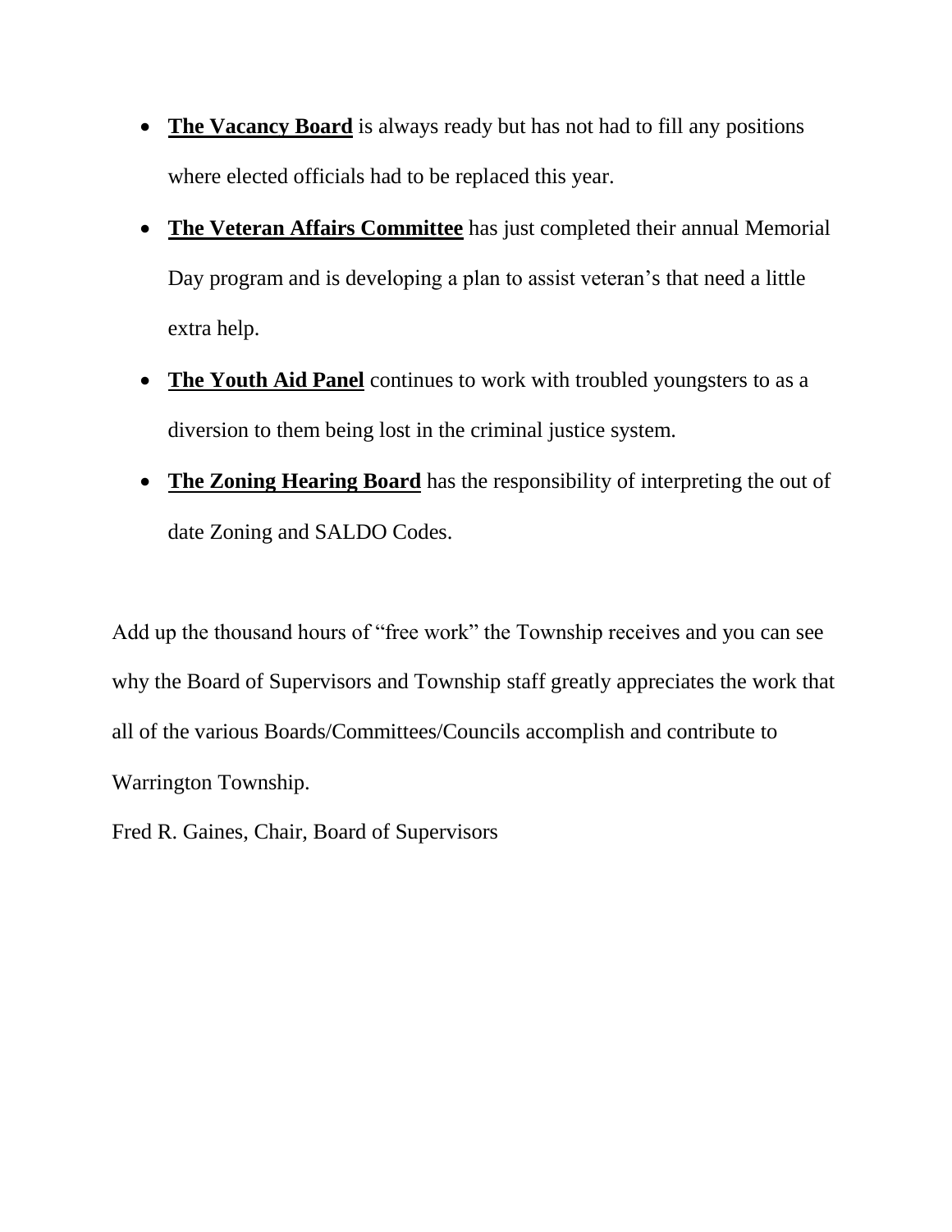- **The Vacancy Board** is always ready but has not had to fill any positions where elected officials had to be replaced this year.
- **The Veteran Affairs Committee** has just completed their annual Memorial Day program and is developing a plan to assist veteran's that need a little extra help.
- **The Youth Aid Panel** continues to work with troubled youngsters to as a diversion to them being lost in the criminal justice system.
- **The Zoning Hearing Board** has the responsibility of interpreting the out of date Zoning and SALDO Codes.

Add up the thousand hours of "free work" the Township receives and you can see why the Board of Supervisors and Township staff greatly appreciates the work that all of the various Boards/Committees/Councils accomplish and contribute to Warrington Township.

Fred R. Gaines, Chair, Board of Supervisors